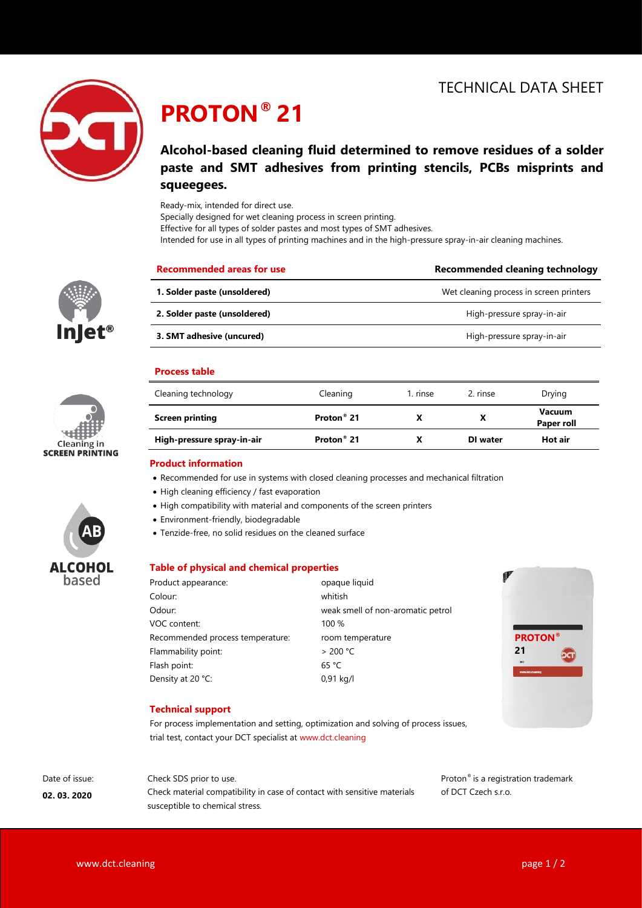TECHNICAL DATA SHEET

# PROTON® 21

## Alcohol-based cleaning fluid determined to remove residues of a solder paste and SMT adhesives from printing stencils, PCBs misprints and squeegees.

Ready-mix, intended for direct use.
Specially designed for wet cleaning process in screen printing.
Effective for all types of solder pastes and most types of SMT adhesives.
Intended for use in all types of printing machines and in the high-pressure spray-in-air cleaning machines.

| Recommended areas for use | Recommended cleaning technology |
|---|---|
| **1. Solder paste (unsoldered)** | Wet cleaning process in screen printers |
| **2. Solder paste (unsoldered)** | High-pressure spray-in-air |
| **3. SMT adhesive (uncured)** | High-pressure spray-in-air |

### Process table

| Cleaning technology | Cleaning | 1. rinse | 2. rinse | Drying |
|---|---|---|---|---|
| **Screen printing** | **Proton® 21** | **X** | **X** | **Vacuum Paper roll** |
| **High-pressure spray-in-air** | **Proton® 21** | **X** | **DI water** | **Hot air** |

### Product information

- Recommended for use in systems with closed cleaning processes and mechanical filtration
- High cleaning efficiency / fast evaporation
- High compatibility with material and components of the screen printers
- Environment-friendly, biodegradable
- Tenzide-free, no solid residues on the cleaned surface

### Table of physical and chemical properties

| | |
|---|---|
| Product appearance: | opaque liquid |
| Colour: | whitish |
| Odour: | weak smell of non-aromatic petrol |
| VOC content: | 100 % |
| Recommended process temperature: | room temperature |
| Flammability point: | > 200 °C |
| Flash point: | 65 °C |
| Density at 20 °C: | 0,91 kg/l |

### Technical support

For process implementation and setting, optimization and solving of process issues, trial test, contact your DCT specialist at www.dct.cleaning

Date of issue: **02. 03. 2020**

Check SDS prior to use.
Check material compatibility in case of contact with sensitive materials susceptible to chemical stress.

Proton® is a registration trademark of DCT Czech s.r.o.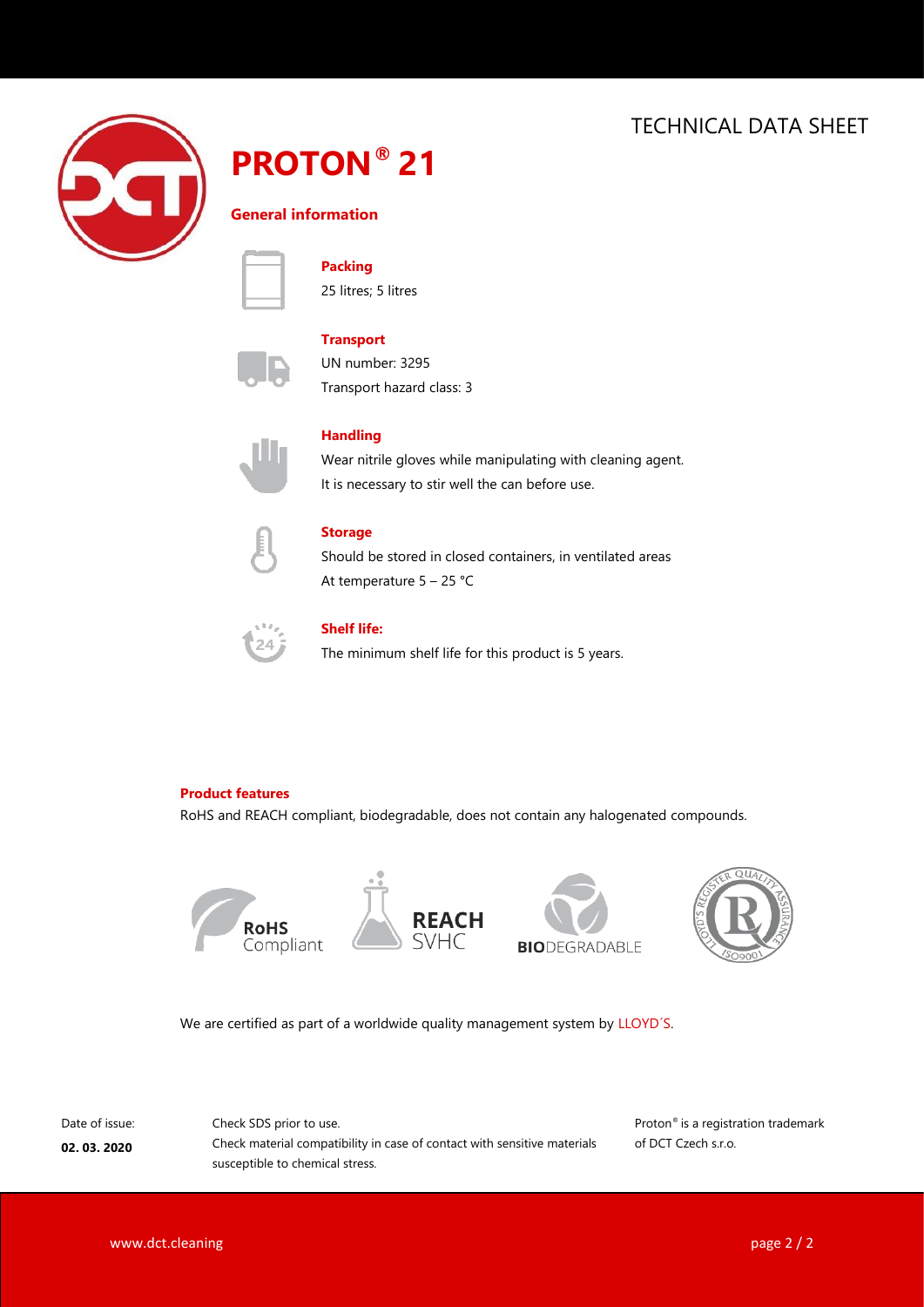TECHNICAL DATA SHEET

# PROTON® 21

## General information

### Packing
25 litres; 5 litres

### Transport
UN number: 3295
Transport hazard class: 3

### Handling
Wear nitrile gloves while manipulating with cleaning agent.
It is necessary to stir well the can before use.

### Storage
Should be stored in closed containers, in ventilated areas
At temperature 5 – 25 °C

### Shelf life:
The minimum shelf life for this product is 5 years.

### Product features
RoHS and REACH compliant, biodegradable, does not contain any halogenated compounds.

RoHS Compliant

REACH SVHC

BIODEGRADABLE

We are certified as part of a worldwide quality management system by LLOYD´S.

Date of issue:
**02. 03. 2020**

Check SDS prior to use.
Check material compatibility in case of contact with sensitive materials susceptible to chemical stress.

Proton® is a registration trademark of DCT Czech s.r.o.

www.dct.cleaning